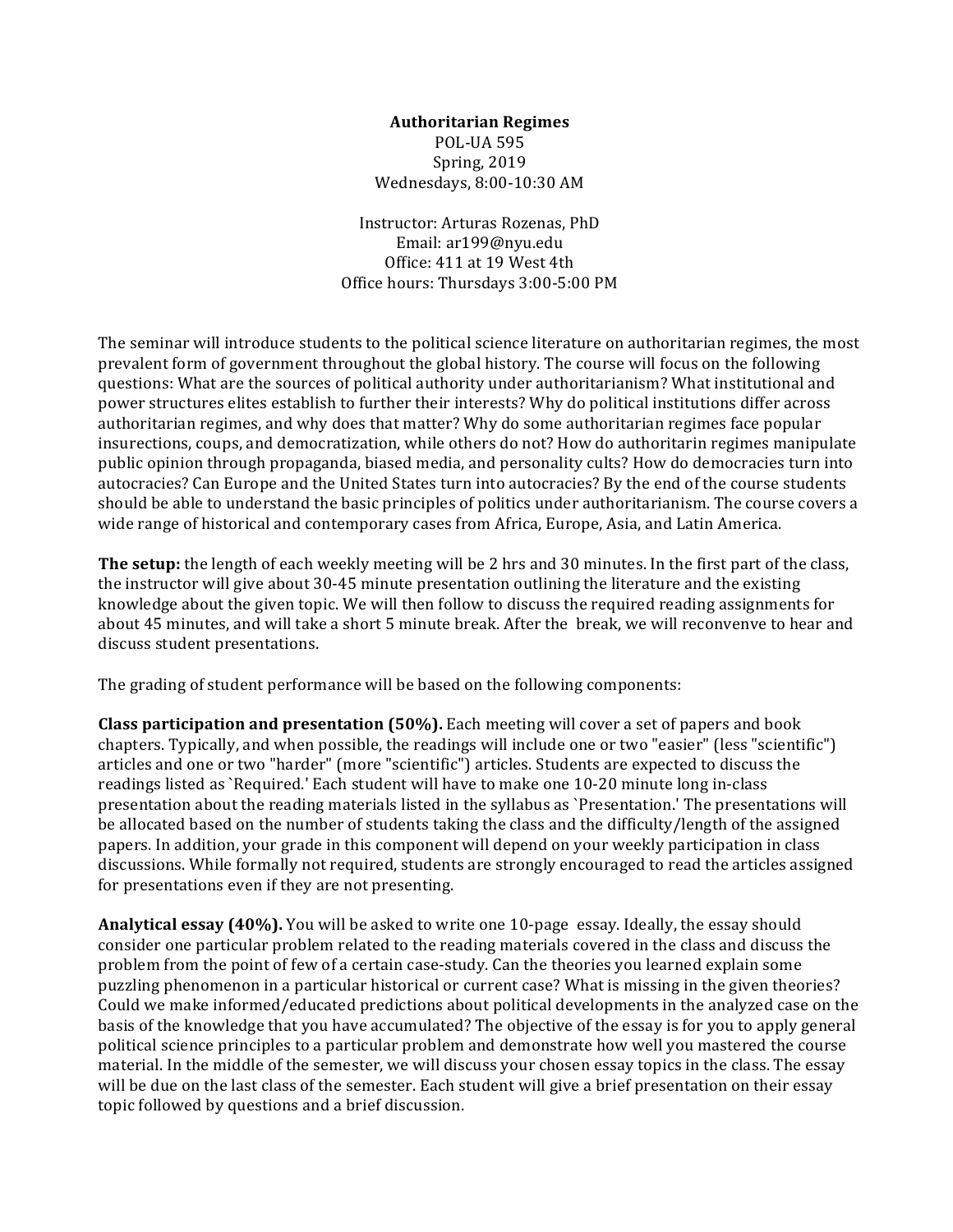**Authoritarian Regimes**
POL-UA 595
Spring, 2019
Wednesdays, 8:00-10:30 AM

Instructor: Arturas Rozenas, PhD
Email: ar199@nyu.edu
Office: 411 at 19 West 4th
Office hours: Thursdays 3:00-5:00 PM

The seminar will introduce students to the political science literature on authoritarian regimes, the most prevalent form of government throughout the global history. The course will focus on the following questions: What are the sources of political authority under authoritarianism? What institutional and power structures elites establish to further their interests? Why do political institutions differ across authoritarian regimes, and why does that matter? Why do some authoritarian regimes face popular insurections, coups, and democratization, while others do not? How do authoritarin regimes manipulate public opinion through propaganda, biased media, and personality cults? How do democracies turn into autocracies? Can Europe and the United States turn into autocracies? By the end of the course students should be able to understand the basic principles of politics under authoritarianism. The course covers a wide range of historical and contemporary cases from Africa, Europe, Asia, and Latin America.

**The setup:** the length of each weekly meeting will be 2 hrs and 30 minutes. In the first part of the class, the instructor will give about 30-45 minute presentation outlining the literature and the existing knowledge about the given topic. We will then follow to discuss the required reading assignments for about 45 minutes, and will take a short 5 minute break. After the break, we will reconvenve to hear and discuss student presentations.

The grading of student performance will be based on the following components:

**Class participation and presentation (50%).** Each meeting will cover a set of papers and book chapters. Typically, and when possible, the readings will include one or two "easier" (less "scientific") articles and one or two "harder" (more "scientific") articles. Students are expected to discuss the readings listed as `Required.' Each student will have to make one 10-20 minute long in-class presentation about the reading materials listed in the syllabus as `Presentation.' The presentations will be allocated based on the number of students taking the class and the difficulty/length of the assigned papers. In addition, your grade in this component will depend on your weekly participation in class discussions. While formally not required, students are strongly encouraged to read the articles assigned for presentations even if they are not presenting.

**Analytical essay (40%).** You will be asked to write one 10-page essay. Ideally, the essay should consider one particular problem related to the reading materials covered in the class and discuss the problem from the point of few of a certain case-study. Can the theories you learned explain some puzzling phenomenon in a particular historical or current case? What is missing in the given theories? Could we make informed/educated predictions about political developments in the analyzed case on the basis of the knowledge that you have accumulated? The objective of the essay is for you to apply general political science principles to a particular problem and demonstrate how well you mastered the course material. In the middle of the semester, we will discuss your chosen essay topics in the class. The essay will be due on the last class of the semester. Each student will give a brief presentation on their essay topic followed by questions and a brief discussion.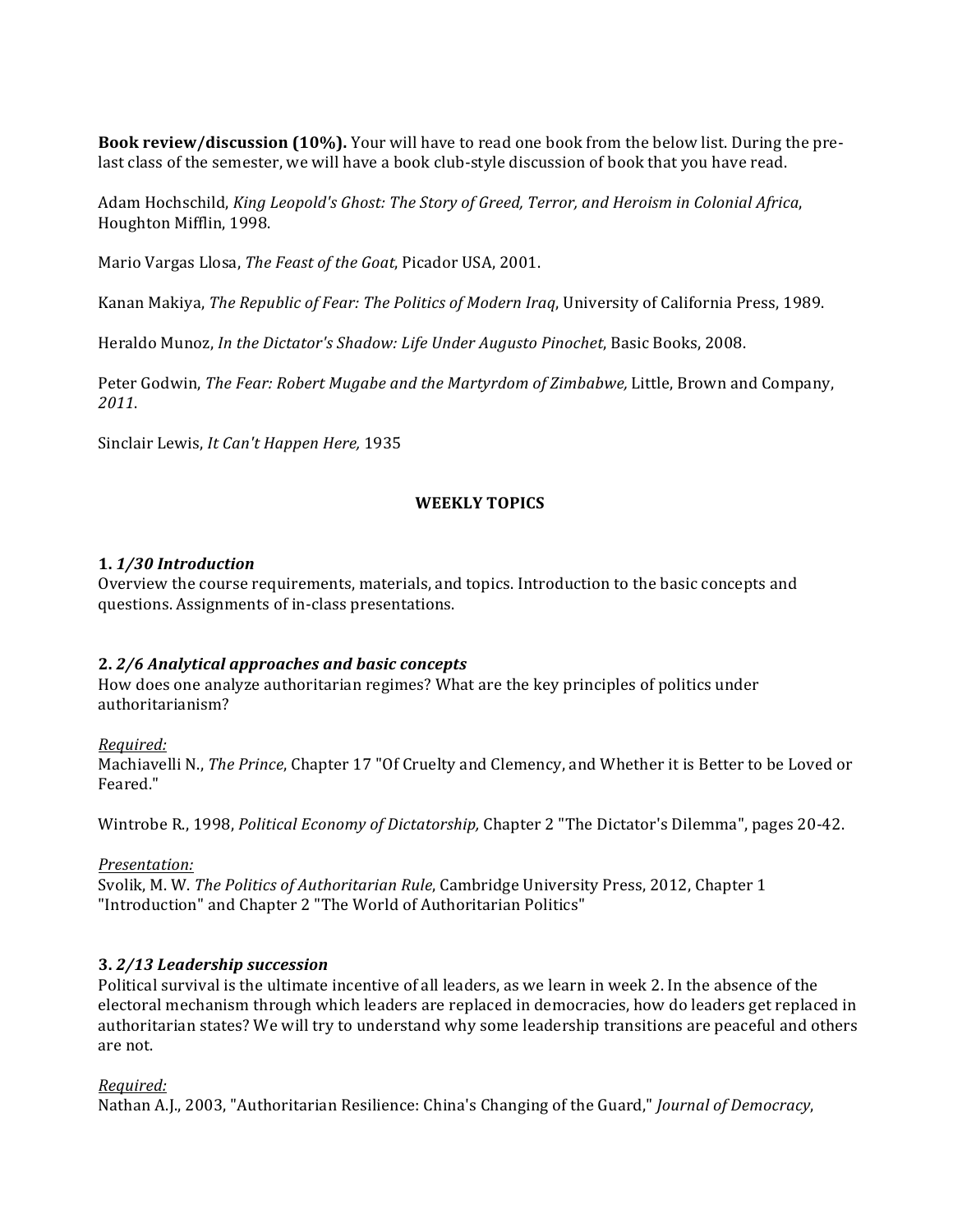**Book review/discussion (10%).** Your will have to read one book from the below list. During the pre-last class of the semester, we will have a book club-style discussion of book that you have read.

Adam Hochschild, *King Leopold's Ghost: The Story of Greed, Terror, and Heroism in Colonial Africa*, Houghton Mifflin, 1998.

Mario Vargas Llosa, *The Feast of the Goat*, Picador USA, 2001.

Kanan Makiya, *The Republic of Fear: The Politics of Modern Iraq*, University of California Press, 1989.

Heraldo Munoz, *In the Dictator's Shadow: Life Under Augusto Pinochet*, Basic Books, 2008.

Peter Godwin, *The Fear: Robert Mugabe and the Martyrdom of Zimbabwe,* Little, Brown and Company, *2011*.

Sinclair Lewis, *It Can't Happen Here,* 1935

## WEEKLY TOPICS

### 1. *1/30 Introduction*

Overview the course requirements, materials, and topics. Introduction to the basic concepts and questions. Assignments of in-class presentations.

### 2. *2/6 Analytical approaches and basic concepts*

How does one analyze authoritarian regimes? What are the key principles of politics under authoritarianism?

*Required:*

Machiavelli N., *The Prince*, Chapter 17 "Of Cruelty and Clemency, and Whether it is Better to be Loved or Feared."

Wintrobe R., 1998, *Political Economy of Dictatorship,* Chapter 2 "The Dictator's Dilemma", pages 20-42.

*Presentation:*

Svolik, M. W. *The Politics of Authoritarian Rule*, Cambridge University Press, 2012, Chapter 1 "Introduction" and Chapter 2 "The World of Authoritarian Politics"

### 3. *2/13 Leadership succession*

Political survival is the ultimate incentive of all leaders, as we learn in week 2. In the absence of the electoral mechanism through which leaders are replaced in democracies, how do leaders get replaced in authoritarian states? We will try to understand why some leadership transitions are peaceful and others are not.

*Required:*

Nathan A.J., 2003, "Authoritarian Resilience: China's Changing of the Guard," *Journal of Democracy*,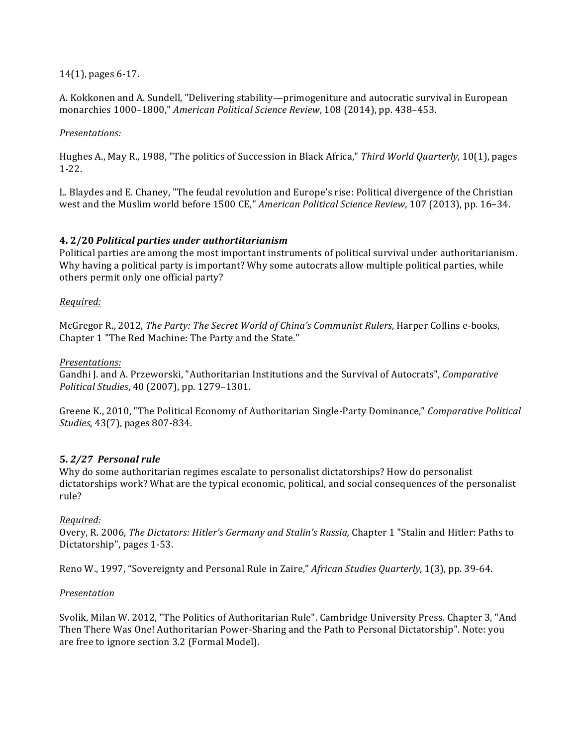14(1), pages 6-17.

A. Kokkonen and A. Sundell, "Delivering stability—primogeniture and autocratic survival in European monarchies 1000–1800," *American Political Science Review*, 108 (2014), pp. 438–453.

*Presentations:*

Hughes A., May R., 1988, "The politics of Succession in Black Africa," *Third World Quarterly*, 10(1), pages 1-22.

L. Blaydes and E. Chaney, "The feudal revolution and Europe's rise: Political divergence of the Christian west and the Muslim world before 1500 CE," *American Political Science Review*, 107 (2013), pp. 16–34.

### 4. 2/20 *Political parties under authortitarianism*

Political parties are among the most important instruments of political survival under authoritarianism. Why having a political party is important? Why some autocrats allow multiple political parties, while others permit only one official party?

*Required:*

McGregor R., 2012, *The Party: The Secret World of China's Communist Rulers*, Harper Collins e-books, Chapter 1 "The Red Machine: The Party and the State."

*Presentations:*

Gandhi J. and A. Przeworski, "Authoritarian Institutions and the Survival of Autocrats", *Comparative Political Studies*, 40 (2007), pp. 1279–1301.

Greene K., 2010, "The Political Economy of Authoritarian Single-Party Dominance," *Comparative Political Studies*, 43(7), pages 807-834.

### 5. *2/27 Personal rule*

Why do some authoritarian regimes escalate to personalist dictatorships? How do personalist dictatorships work? What are the typical economic, political, and social consequences of the personalist rule?

*Required:*

Overy, R. 2006, *The Dictators: Hitler's Germany and Stalin's Russia,* Chapter 1 "Stalin and Hitler: Paths to Dictatorship", pages 1-53.

Reno W., 1997, "Sovereignty and Personal Rule in Zaire," *African Studies Quarterly*, 1(3), pp. 39-64.

*Presentation*

Svolik, Milan W. 2012, "The Politics of Authoritarian Rule". Cambridge University Press. Chapter 3, "And Then There Was One! Authoritarian Power-Sharing and the Path to Personal Dictatorship". Note: you are free to ignore section 3.2 (Formal Model).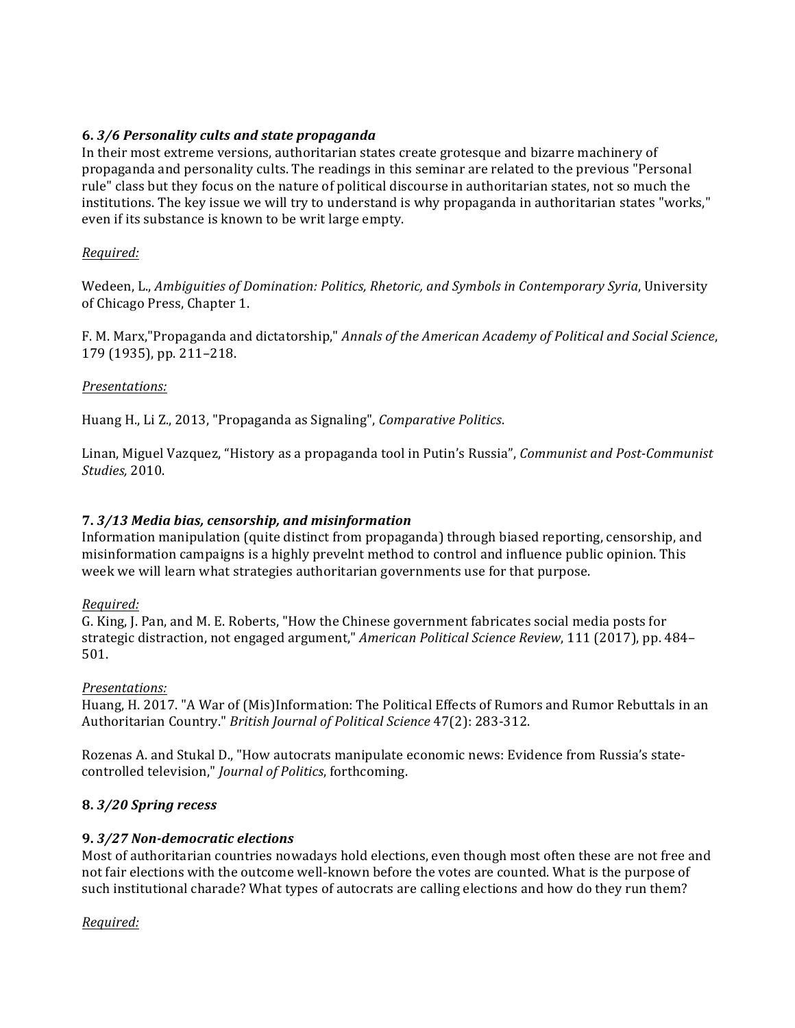### 6. *3/6 Personality cults and state propaganda*

In their most extreme versions, authoritarian states create grotesque and bizarre machinery of propaganda and personality cults. The readings in this seminar are related to the previous "Personal rule" class but they focus on the nature of political discourse in authoritarian states, not so much the institutions. The key issue we will try to understand is why propaganda in authoritarian states "works," even if its substance is known to be writ large empty.

*Required:*

Wedeen, L., *Ambiguities of Domination: Politics, Rhetoric, and Symbols in Contemporary Syria*, University of Chicago Press, Chapter 1.

F. M. Marx,"Propaganda and dictatorship," *Annals of the American Academy of Political and Social Science*, 179 (1935), pp. 211–218.

*Presentations:*

Huang H., Li Z., 2013, "Propaganda as Signaling", *Comparative Politics*.

Linan, Miguel Vazquez, "History as a propaganda tool in Putin's Russia", *Communist and Post-Communist Studies,* 2010.

### 7. *3/13 Media bias, censorship, and misinformation*

Information manipulation (quite distinct from propaganda) through biased reporting, censorship, and misinformation campaigns is a highly prevelnt method to control and influence public opinion. This week we will learn what strategies authoritarian governments use for that purpose.

*Required:*

G. King, J. Pan, and M. E. Roberts, "How the Chinese government fabricates social media posts for strategic distraction, not engaged argument," *American Political Science Review*, 111 (2017), pp. 484–501.

*Presentations:*

Huang, H. 2017. "A War of (Mis)Information: The Political Effects of Rumors and Rumor Rebuttals in an Authoritarian Country." *British Journal of Political Science* 47(2): 283-312.

Rozenas A. and Stukal D., "How autocrats manipulate economic news: Evidence from Russia's state-controlled television," *Journal of Politics*, forthcoming.

### 8. *3/20 Spring recess*

### 9. *3/27 Non-democratic elections*

Most of authoritarian countries nowadays hold elections, even though most often these are not free and not fair elections with the outcome well-known before the votes are counted. What is the purpose of such institutional charade? What types of autocrats are calling elections and how do they run them?

*Required:*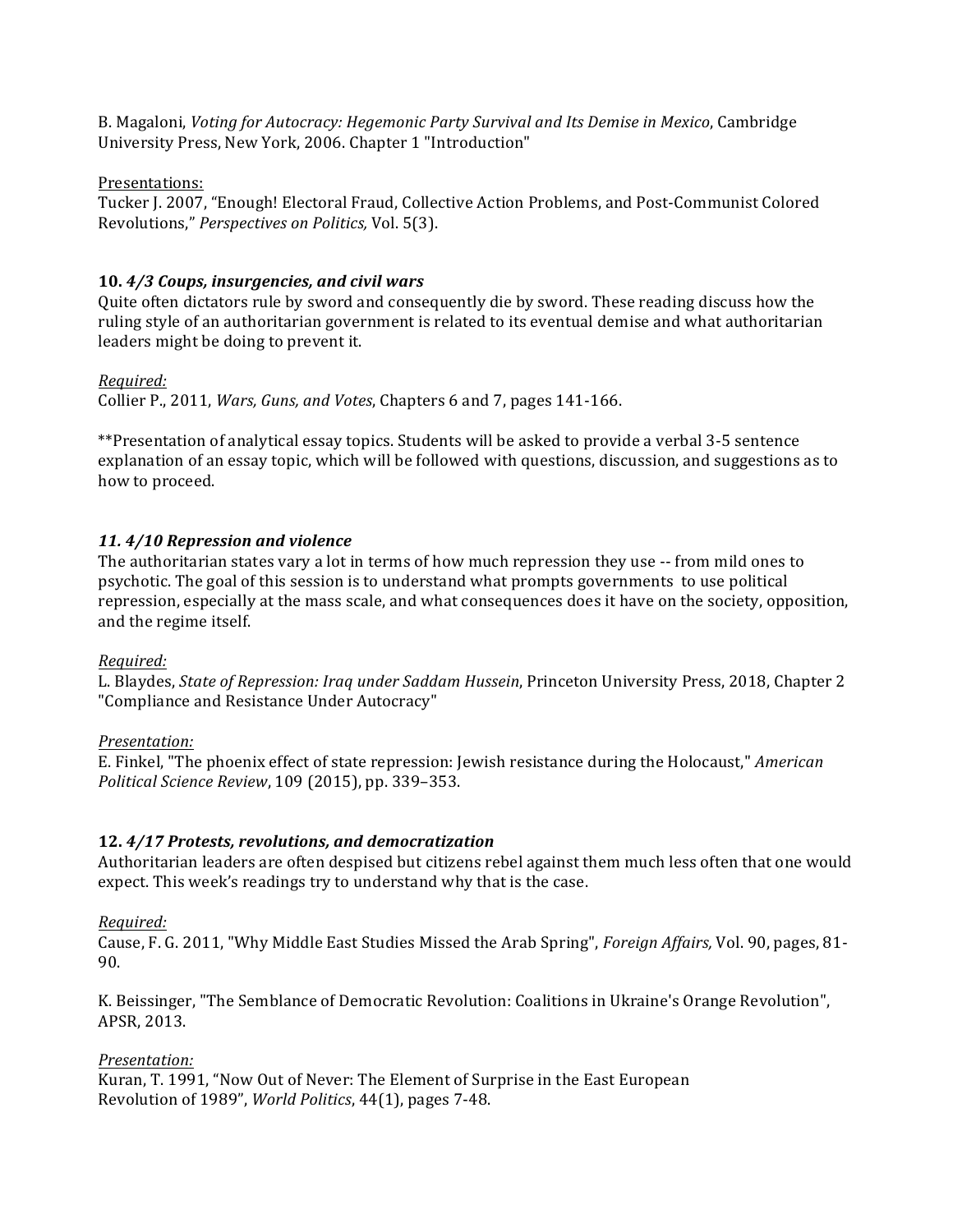B. Magaloni, *Voting for Autocracy: Hegemonic Party Survival and Its Demise in Mexico*, Cambridge University Press, New York, 2006. Chapter 1 "Introduction"

Presentations:
Tucker J. 2007, "Enough! Electoral Fraud, Collective Action Problems, and Post-Communist Colored Revolutions," *Perspectives on Politics,* Vol. 5(3).

### 10. *4/3 Coups, insurgencies, and civil wars*

Quite often dictators rule by sword and consequently die by sword. These reading discuss how the ruling style of an authoritarian government is related to its eventual demise and what authoritarian leaders might be doing to prevent it.

*Required:*
Collier P., 2011, *Wars, Guns, and Votes*, Chapters 6 and 7, pages 141-166.

**Presentation of analytical essay topics. Students will be asked to provide a verbal 3-5 sentence explanation of an essay topic, which will be followed with questions, discussion, and suggestions as to how to proceed.

### *11. 4/10 Repression and violence*

The authoritarian states vary a lot in terms of how much repression they use -- from mild ones to psychotic. The goal of this session is to understand what prompts governments to use political repression, especially at the mass scale, and what consequences does it have on the society, opposition, and the regime itself.

*Required:*
L. Blaydes, *State of Repression: Iraq under Saddam Hussein*, Princeton University Press, 2018, Chapter 2 "Compliance and Resistance Under Autocracy"

*Presentation:*
E. Finkel, "The phoenix effect of state repression: Jewish resistance during the Holocaust," *American Political Science Review*, 109 (2015), pp. 339–353.

### 12. *4/17 Protests, revolutions, and democratization*

Authoritarian leaders are often despised but citizens rebel against them much less often that one would expect. This week's readings try to understand why that is the case.

*Required:*
Cause, F. G. 2011, "Why Middle East Studies Missed the Arab Spring", *Foreign Affairs,* Vol. 90, pages, 81-90.

K. Beissinger, "The Semblance of Democratic Revolution: Coalitions in Ukraine's Orange Revolution", APSR, 2013.

*Presentation:*
Kuran, T. 1991, "Now Out of Never: The Element of Surprise in the East European Revolution of 1989", *World Politics*, 44(1), pages 7-48.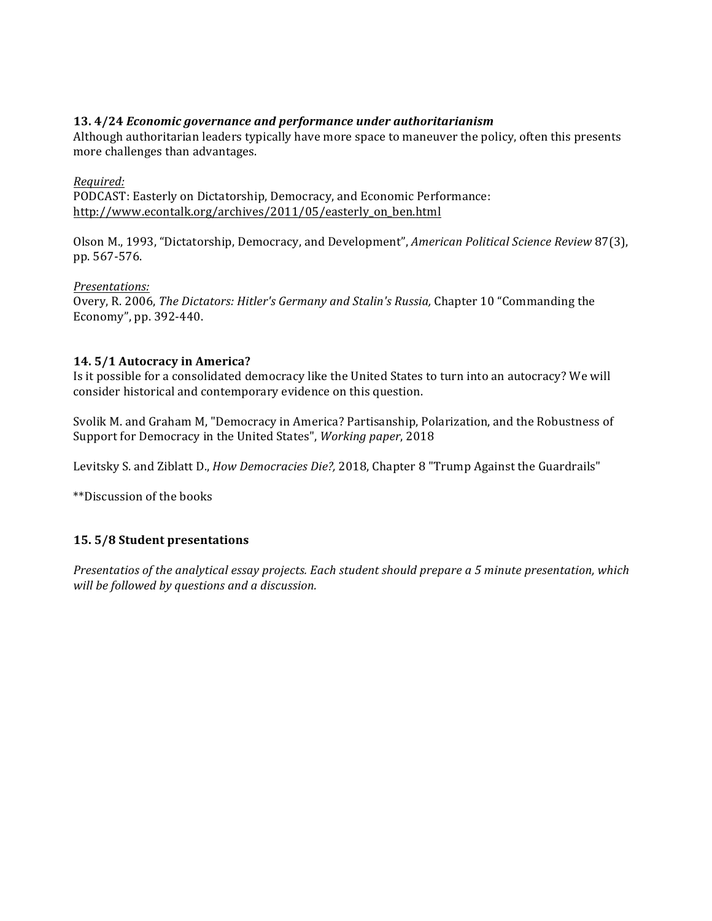### 13. 4/24 *Economic governance and performance under authoritarianism*

Although authoritarian leaders typically have more space to maneuver the policy, often this presents more challenges than advantages.

*Required:*

PODCAST: Easterly on Dictatorship, Democracy, and Economic Performance: http://www.econtalk.org/archives/2011/05/easterly_on_ben.html

Olson M., 1993, "Dictatorship, Democracy, and Development", *American Political Science Review* 87(3), pp. 567-576.

*Presentations:*

Overy, R. 2006, *The Dictators: Hitler's Germany and Stalin's Russia,* Chapter 10 "Commanding the Economy", pp. 392-440.

### 14. 5/1 Autocracy in America?

Is it possible for a consolidated democracy like the United States to turn into an autocracy? We will consider historical and contemporary evidence on this question.

Svolik M. and Graham M, "Democracy in America? Partisanship, Polarization, and the Robustness of Support for Democracy in the United States", *Working paper*, 2018

Levitsky S. and Ziblatt D., *How Democracies Die?,* 2018, Chapter 8 "Trump Against the Guardrails"

**Discussion of the books

### 15. 5/8 Student presentations

*Presentatios of the analytical essay projects. Each student should prepare a 5 minute presentation, which will be followed by questions and a discussion.*